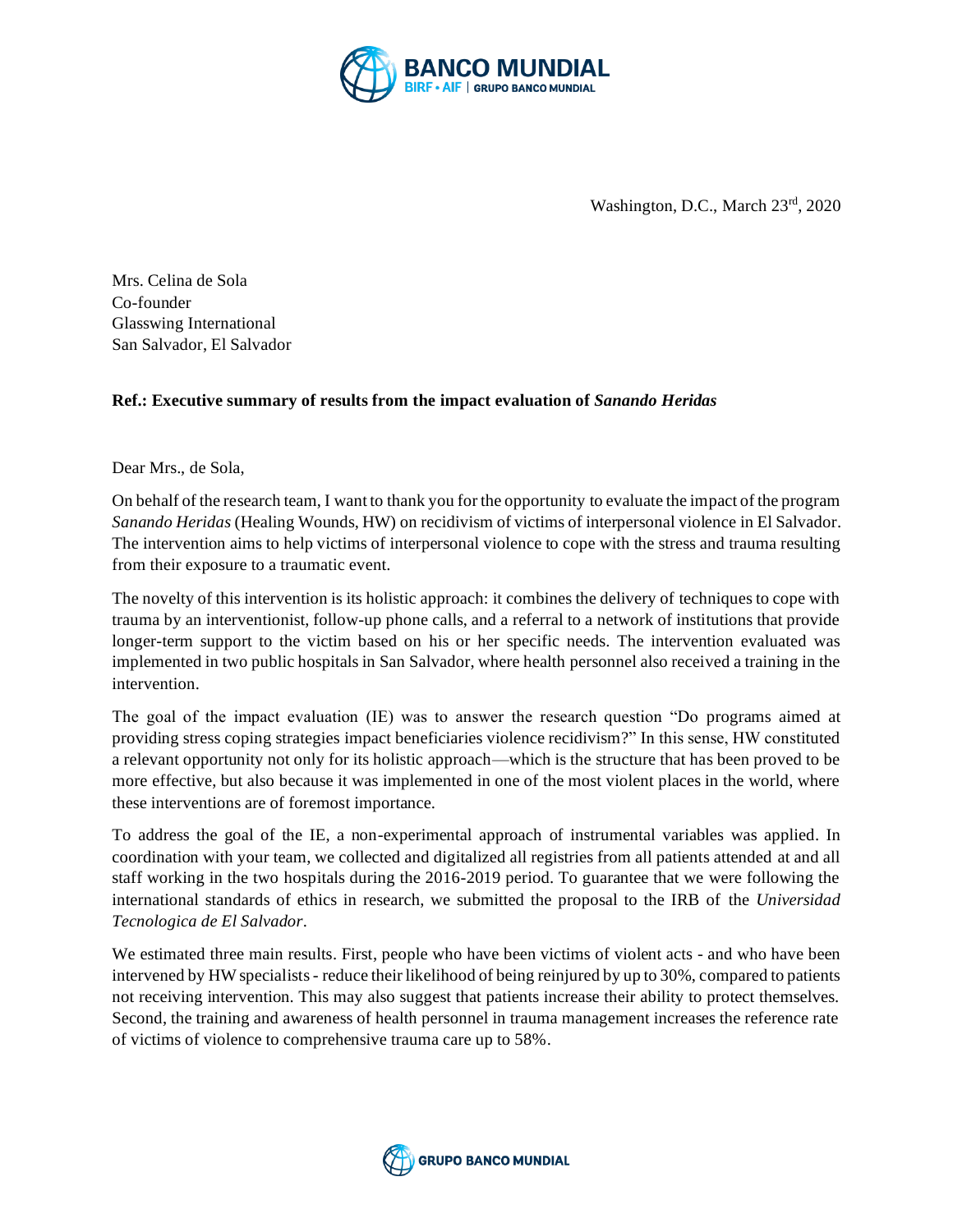Washington, D.C., March 23rd, 2020

Mrs. Celina de Sola
Co-founder
Glasswing International
San Salvador, El Salvador

**Ref.: Executive summary of results from the impact evaluation of *Sanando Heridas***

Dear Mrs., de Sola,

On behalf of the research team, I want to thank you for the opportunity to evaluate the impact of the program *Sanando Heridas* (Healing Wounds, HW) on recidivism of victims of interpersonal violence in El Salvador. The intervention aims to help victims of interpersonal violence to cope with the stress and trauma resulting from their exposure to a traumatic event.

The novelty of this intervention is its holistic approach: it combines the delivery of techniques to cope with trauma by an interventionist, follow-up phone calls, and a referral to a network of institutions that provide longer-term support to the victim based on his or her specific needs. The intervention evaluated was implemented in two public hospitals in San Salvador, where health personnel also received a training in the intervention.

The goal of the impact evaluation (IE) was to answer the research question "Do programs aimed at providing stress coping strategies impact beneficiaries violence recidivism?" In this sense, HW constituted a relevant opportunity not only for its holistic approach—which is the structure that has been proved to be more effective, but also because it was implemented in one of the most violent places in the world, where these interventions are of foremost importance.

To address the goal of the IE, a non-experimental approach of instrumental variables was applied. In coordination with your team, we collected and digitalized all registries from all patients attended at and all staff working in the two hospitals during the 2016-2019 period. To guarantee that we were following the international standards of ethics in research, we submitted the proposal to the IRB of the *Universidad Tecnologica de El Salvador*.

We estimated three main results. First, people who have been victims of violent acts - and who have been intervened by HW specialists - reduce their likelihood of being reinjured by up to 30%, compared to patients not receiving intervention. This may also suggest that patients increase their ability to protect themselves. Second, the training and awareness of health personnel in trauma management increases the reference rate of victims of violence to comprehensive trauma care up to 58%.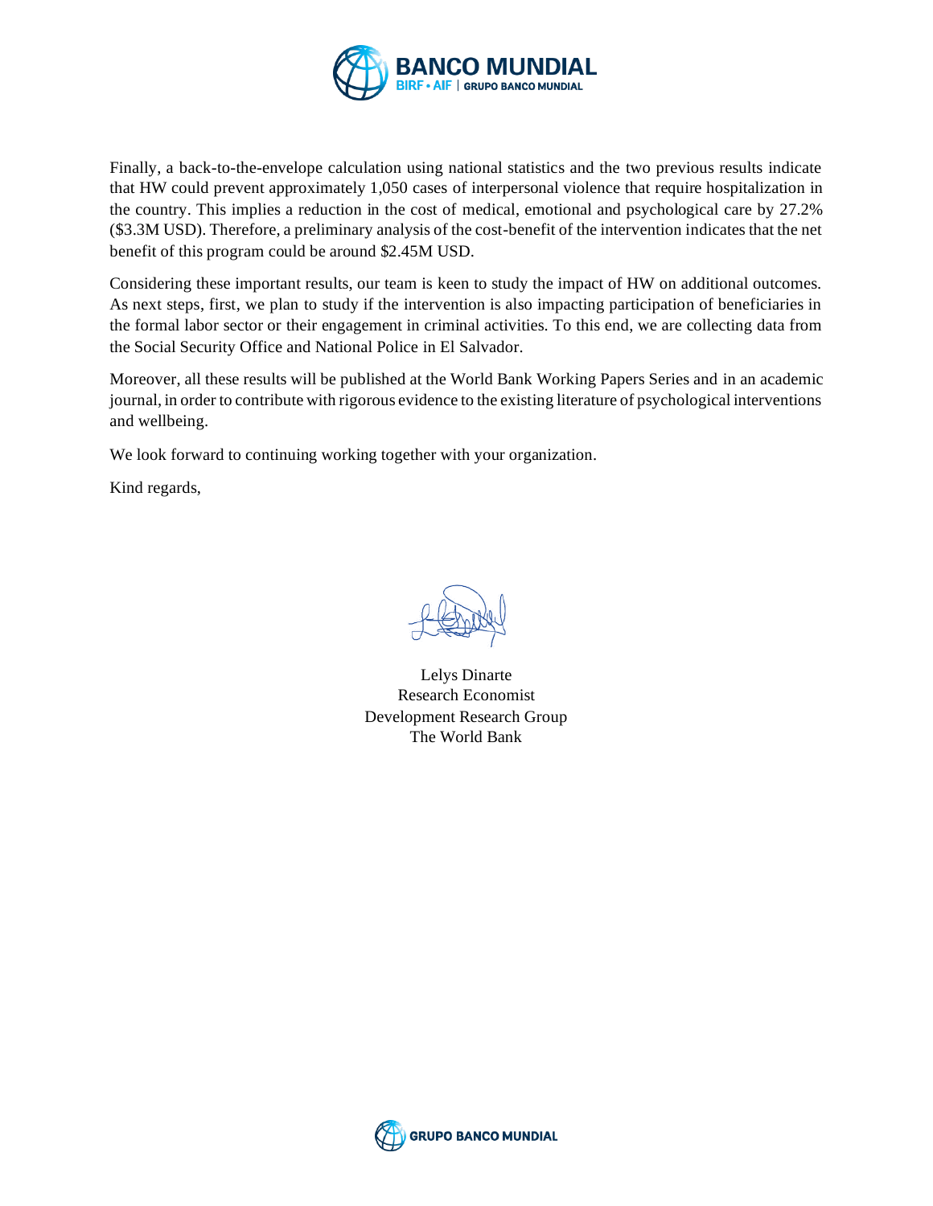Finally, a back-to-the-envelope calculation using national statistics and the two previous results indicate that HW could prevent approximately 1,050 cases of interpersonal violence that require hospitalization in the country. This implies a reduction in the cost of medical, emotional and psychological care by 27.2% ($3.3M USD). Therefore, a preliminary analysis of the cost-benefit of the intervention indicates that the net benefit of this program could be around $2.45M USD.

Considering these important results, our team is keen to study the impact of HW on additional outcomes. As next steps, first, we plan to study if the intervention is also impacting participation of beneficiaries in the formal labor sector or their engagement in criminal activities. To this end, we are collecting data from the Social Security Office and National Police in El Salvador.

Moreover, all these results will be published at the World Bank Working Papers Series and in an academic journal, in order to contribute with rigorous evidence to the existing literature of psychological interventions and wellbeing.

We look forward to continuing working together with your organization.

Kind regards,

Lelys Dinarte
Research Economist
Development Research Group
The World Bank